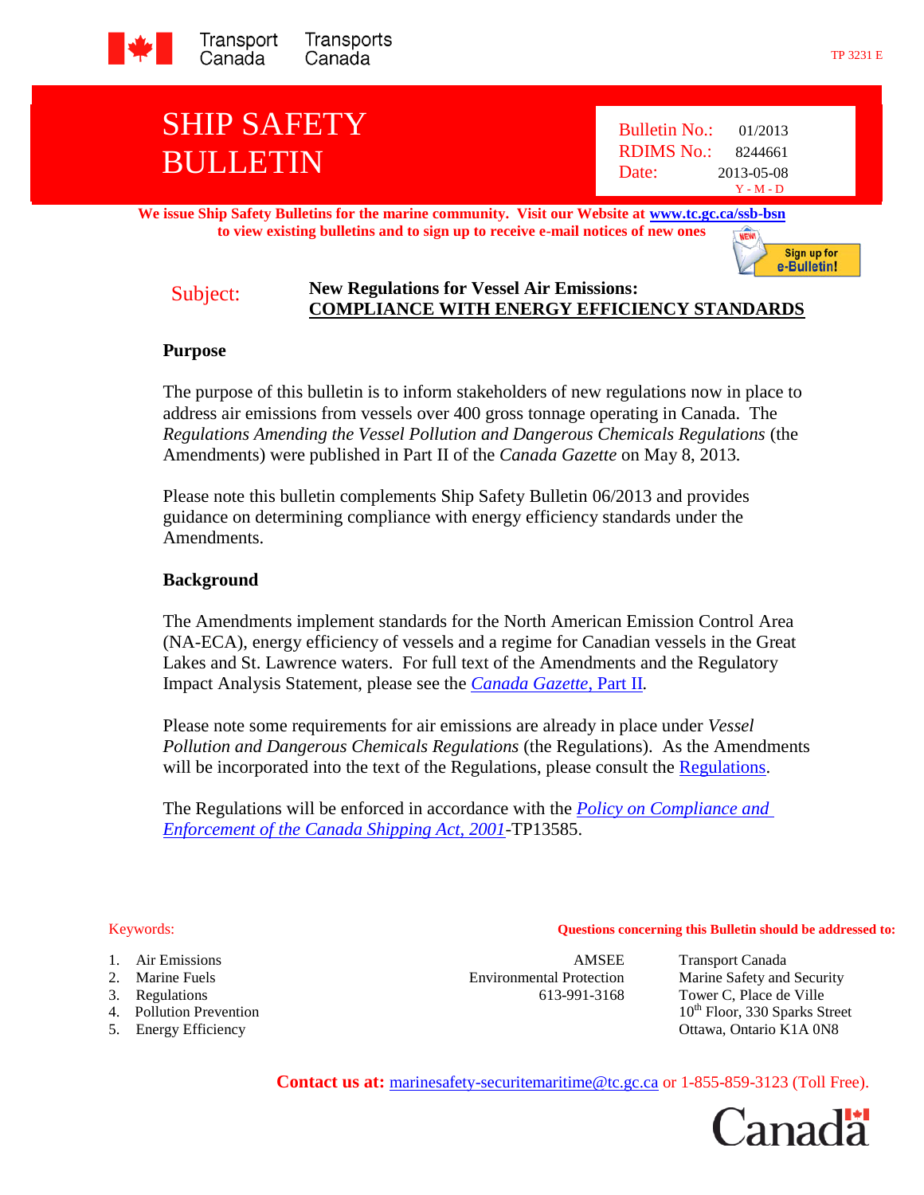Transport Canada / Transports Canada

TP 3231 E

# SHIP SAFETY BULLETIN

| | |
|---|---|
| Bulletin No.: | 01/2013 |
| RDIMS No.: | 8244661 |
| Date: | 2013-05-08 (Y - M - D) |

**We issue Ship Safety Bulletins for the marine community. Visit our Website at [www.tc.gc.ca/ssb-bsn](www.tc.gc.ca/ssb-bsn) to view existing bulletins and to sign up to receive e-mail notices of new ones**

Sign up for e-Bulletin!

**Subject:** **New Regulations for Vessel Air Emissions: COMPLIANCE WITH ENERGY EFFICIENCY STANDARDS**

## Purpose

The purpose of this bulletin is to inform stakeholders of new regulations now in place to address air emissions from vessels over 400 gross tonnage operating in Canada. The *Regulations Amending the Vessel Pollution and Dangerous Chemicals Regulations* (the Amendments) were published in Part II of the *Canada Gazette* on May 8, 2013.

Please note this bulletin complements Ship Safety Bulletin 06/2013 and provides guidance on determining compliance with energy efficiency standards under the Amendments.

## Background

The Amendments implement standards for the North American Emission Control Area (NA-ECA), energy efficiency of vessels and a regime for Canadian vessels in the Great Lakes and St. Lawrence waters. For full text of the Amendments and the Regulatory Impact Analysis Statement, please see the *Canada Gazette*, Part II.

Please note some requirements for air emissions are already in place under *Vessel Pollution and Dangerous Chemicals Regulations* (the Regulations). As the Amendments will be incorporated into the text of the Regulations, please consult the Regulations.

The Regulations will be enforced in accordance with the *Policy on Compliance and Enforcement of the Canada Shipping Act, 2001*-TP13585.

Keywords:

1. Air Emissions
2. Marine Fuels
3. Regulations
4. Pollution Prevention
5. Energy Efficiency

**Questions concerning this Bulletin should be addressed to:**

AMSEE
Environmental Protection
613-991-3168

Transport Canada
Marine Safety and Security
Tower C, Place de Ville
10th Floor, 330 Sparks Street
Ottawa, Ontario K1A 0N8

**Contact us at:** marinesafety-securitemaritime@tc.gc.ca or 1-855-859-3123 (Toll Free).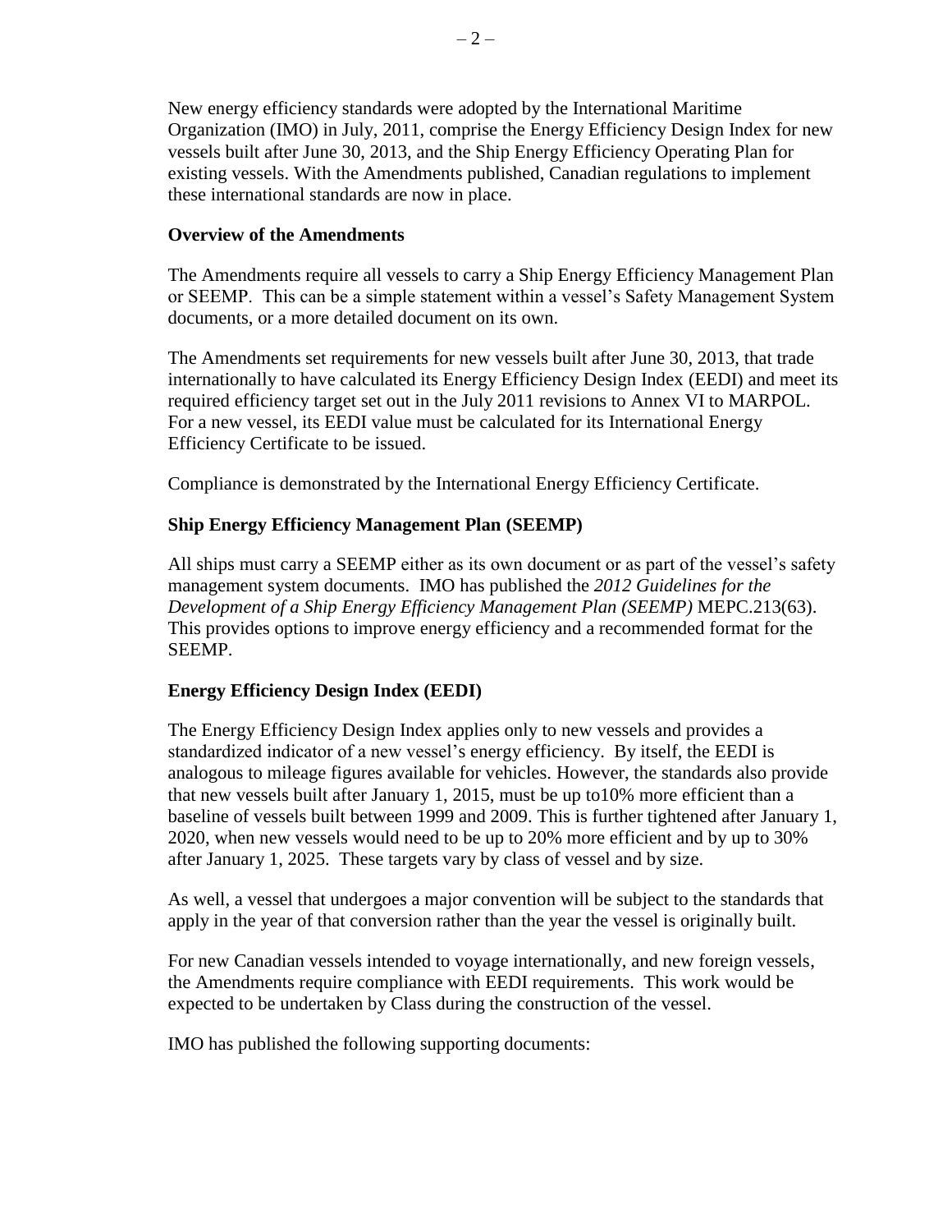New energy efficiency standards were adopted by the International Maritime Organization (IMO) in July, 2011, comprise the Energy Efficiency Design Index for new vessels built after June 30, 2013, and the Ship Energy Efficiency Operating Plan for existing vessels. With the Amendments published, Canadian regulations to implement these international standards are now in place.

**Overview of the Amendments**

The Amendments require all vessels to carry a Ship Energy Efficiency Management Plan or SEEMP. This can be a simple statement within a vessel's Safety Management System documents, or a more detailed document on its own.

The Amendments set requirements for new vessels built after June 30, 2013, that trade internationally to have calculated its Energy Efficiency Design Index (EEDI) and meet its required efficiency target set out in the July 2011 revisions to Annex VI to MARPOL. For a new vessel, its EEDI value must be calculated for its International Energy Efficiency Certificate to be issued.

Compliance is demonstrated by the International Energy Efficiency Certificate.

**Ship Energy Efficiency Management Plan (SEEMP)**

All ships must carry a SEEMP either as its own document or as part of the vessel's safety management system documents. IMO has published the *2012 Guidelines for the Development of a Ship Energy Efficiency Management Plan (SEEMP)* MEPC.213(63). This provides options to improve energy efficiency and a recommended format for the SEEMP.

**Energy Efficiency Design Index (EEDI)**

The Energy Efficiency Design Index applies only to new vessels and provides a standardized indicator of a new vessel's energy efficiency. By itself, the EEDI is analogous to mileage figures available for vehicles. However, the standards also provide that new vessels built after January 1, 2015, must be up to10% more efficient than a baseline of vessels built between 1999 and 2009. This is further tightened after January 1, 2020, when new vessels would need to be up to 20% more efficient and by up to 30% after January 1, 2025. These targets vary by class of vessel and by size.

As well, a vessel that undergoes a major convention will be subject to the standards that apply in the year of that conversion rather than the year the vessel is originally built.

For new Canadian vessels intended to voyage internationally, and new foreign vessels, the Amendments require compliance with EEDI requirements. This work would be expected to be undertaken by Class during the construction of the vessel.

IMO has published the following supporting documents: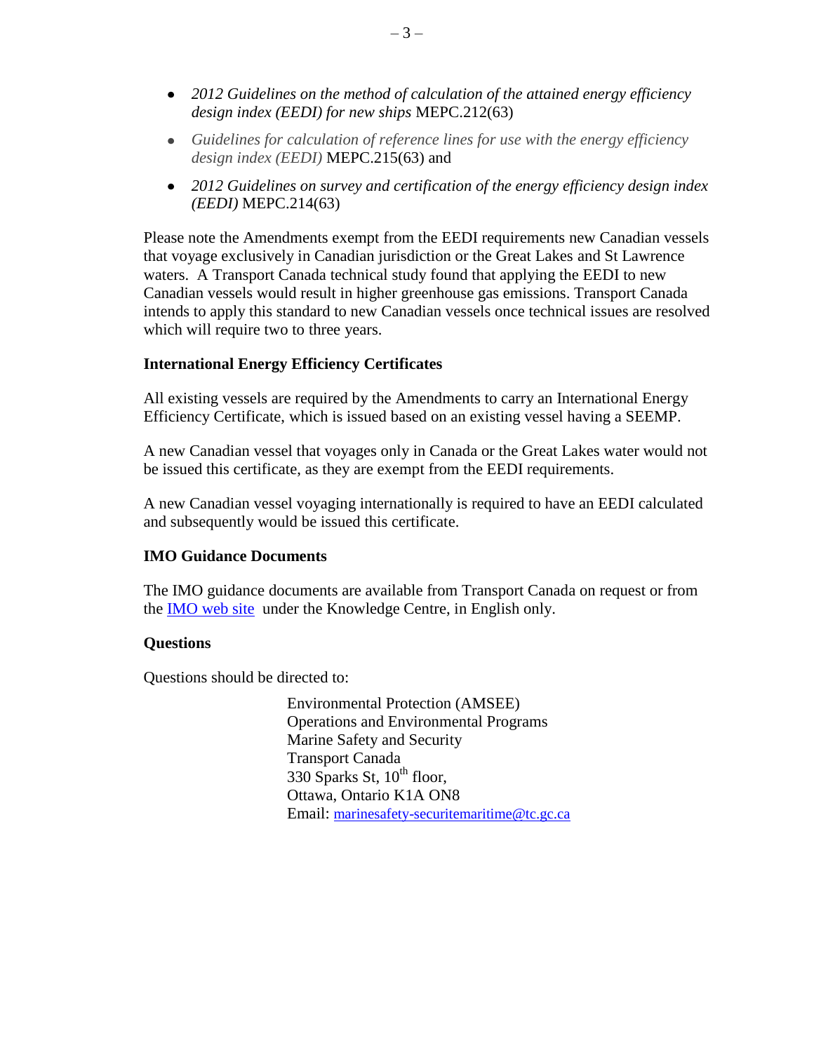- *2012 Guidelines on the method of calculation of the attained energy efficiency design index (EEDI) for new ships* MEPC.212(63)
- *Guidelines for calculation of reference lines for use with the energy efficiency design index (EEDI)* MEPC.215(63) and
- *2012 Guidelines on survey and certification of the energy efficiency design index (EEDI)* MEPC.214(63)

Please note the Amendments exempt from the EEDI requirements new Canadian vessels that voyage exclusively in Canadian jurisdiction or the Great Lakes and St Lawrence waters. A Transport Canada technical study found that applying the EEDI to new Canadian vessels would result in higher greenhouse gas emissions. Transport Canada intends to apply this standard to new Canadian vessels once technical issues are resolved which will require two to three years.

**International Energy Efficiency Certificates**

All existing vessels are required by the Amendments to carry an International Energy Efficiency Certificate, which is issued based on an existing vessel having a SEEMP.

A new Canadian vessel that voyages only in Canada or the Great Lakes water would not be issued this certificate, as they are exempt from the EEDI requirements.

A new Canadian vessel voyaging internationally is required to have an EEDI calculated and subsequently would be issued this certificate.

**IMO Guidance Documents**

The IMO guidance documents are available from Transport Canada on request or from the IMO web site under the Knowledge Centre, in English only.

**Questions**

Questions should be directed to:

Environmental Protection (AMSEE)
Operations and Environmental Programs
Marine Safety and Security
Transport Canada
330 Sparks St, 10th floor,
Ottawa, Ontario K1A ON8
Email: marinesafety-securitemaritime@tc.gc.ca